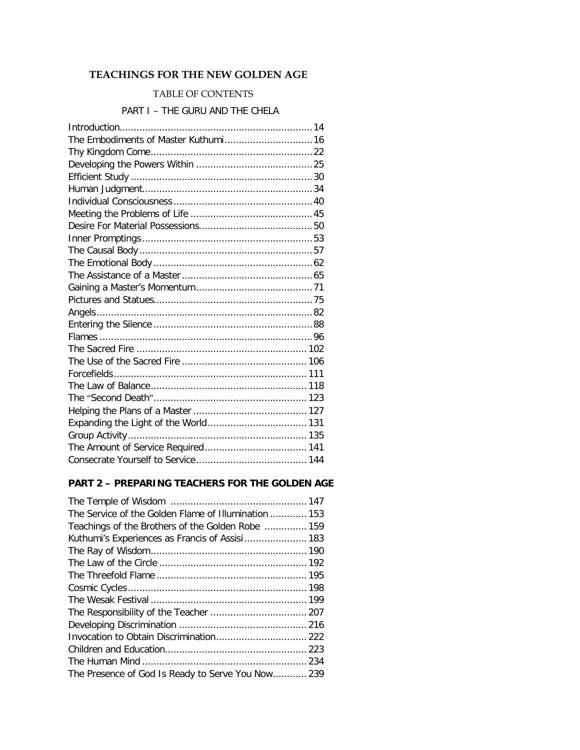# TEACHINGS FOR THE NEW GOLDEN AGE

## TABLE OF CONTENTS

### PART I – THE GURU AND THE CHELA

| | |
|---|---|
| Introduction | 14 |
| The Embodiments of Master Kuthumi | 16 |
| Thy Kingdom Come | 22 |
| Developing the Powers Within | 25 |
| Efficient Study | 30 |
| Human Judgment | 34 |
| Individual Consciousness | 40 |
| Meeting the Problems of Life | 45 |
| Desire For Material Possessions | 50 |
| Inner Promptings | 53 |
| The Causal Body | 57 |
| The Emotional Body | 62 |
| The Assistance of a Master | 65 |
| Gaining a Master's Momentum | 71 |
| Pictures and Statues | 75 |
| Angels | 82 |
| Entering the Silence | 88 |
| Flames | 96 |
| The Sacred Fire | 102 |
| The Use of the Sacred Fire | 106 |
| Forcefields | 111 |
| The Law of Balance | 118 |
| The "Second Death" | 123 |
| Helping the Plans of a Master | 127 |
| Expanding the Light of the World | 131 |
| Group Activity | 135 |
| The Amount of Service Required | 141 |
| Consecrate Yourself to Service | 144 |

### PART 2 – PREPARING TEACHERS FOR THE GOLDEN AGE

| | |
|---|---|
| The Temple of Wisdom | 147 |
| The Service of the Golden Flame of Illumination | 153 |
| Teachings of the Brothers of the Golden Robe | 159 |
| Kuthumi's Experiences as Francis of Assisi | 183 |
| The Ray of Wisdom | 190 |
| The Law of the Circle | 192 |
| The Threefold Flame | 195 |
| Cosmic Cycles | 198 |
| The Wesak Festival | 199 |
| The Responsibility of the Teacher | 207 |
| Developing Discrimination | 216 |
| Invocation to Obtain Discrimination | 222 |
| Children and Education | 223 |
| The Human Mind | 234 |
| The Presence of God Is Ready to Serve You Now | 239 |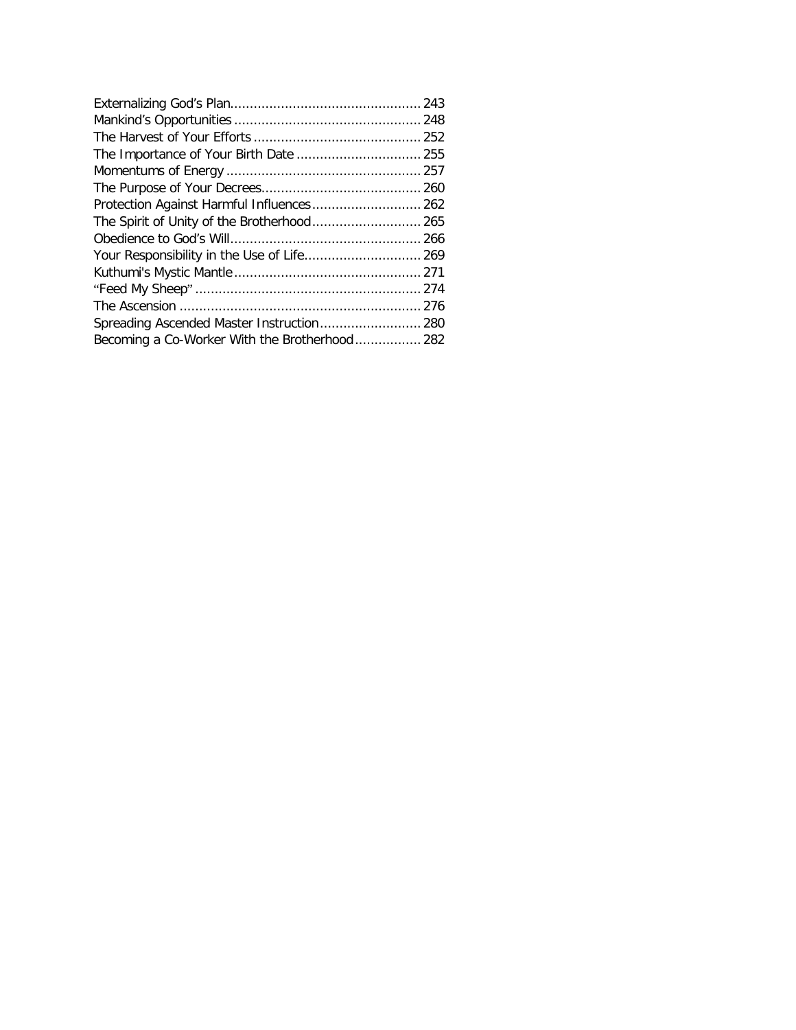Externalizing God's Plan................................................ 243
Mankind's Opportunities ................................................ 248
The Harvest of Your Efforts ........................................... 252
The Importance of Your Birth Date ................................ 255
Momentums of Energy ................................................. 257
The Purpose of Your Decrees......................................... 260
Protection Against Harmful Influences............................ 262
The Spirit of Unity of the Brotherhood............................ 265
Obedience to God's Will................................................ 266
Your Responsibility in the Use of Life.............................. 269
Kuthumi's Mystic Mantle................................................ 271
"Feed My Sheep" .......................................................... 274
The Ascension ............................................................. 276
Spreading Ascended Master Instruction.......................... 280
Becoming a Co-Worker With the Brotherhood................. 282